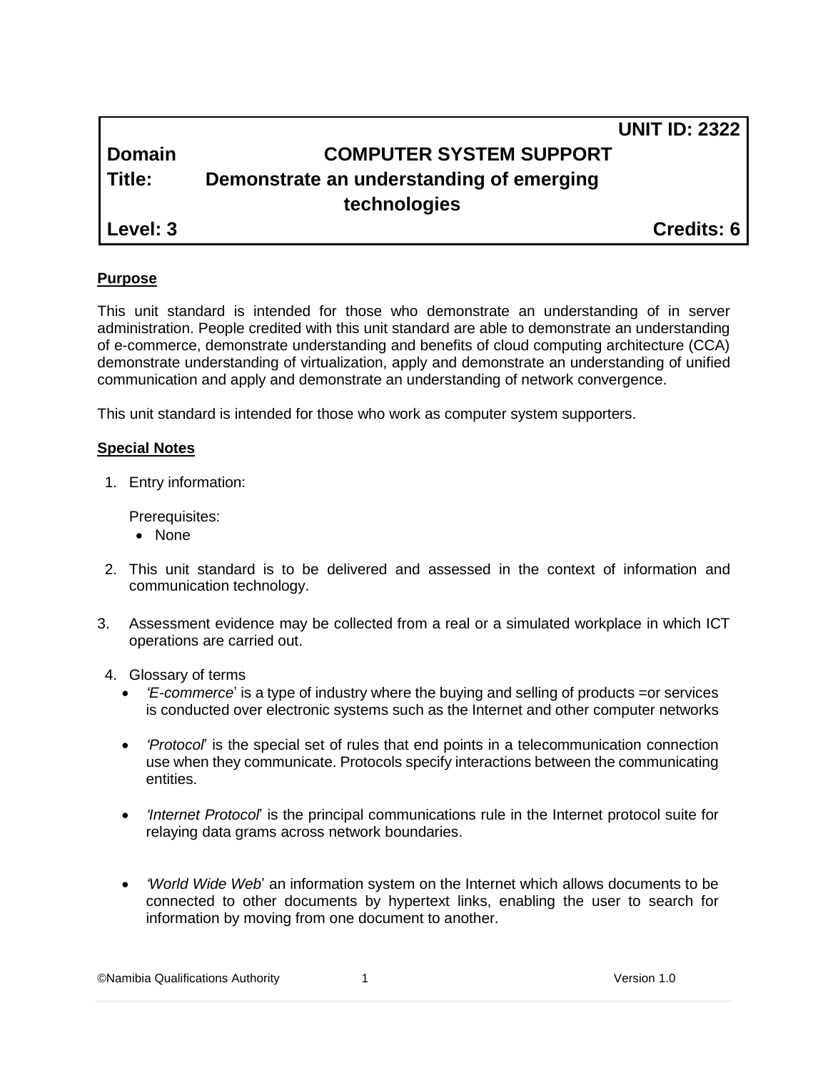**UNIT ID: 2322**

**Domain** **COMPUTER SYSTEM SUPPORT**

**Title:** **Demonstrate an understanding of emerging technologies**

**Level: 3** **Credits: 6**

**Purpose**

This unit standard is intended for those who demonstrate an understanding of in server administration. People credited with this unit standard are able to demonstrate an understanding of e-commerce, demonstrate understanding and benefits of cloud computing architecture (CCA) demonstrate understanding of virtualization, apply and demonstrate an understanding of unified communication and apply and demonstrate an understanding of network convergence.

This unit standard is intended for those who work as computer system supporters.

**Special Notes**

1. Entry information:

   Prerequisites:
   - None

2. This unit standard is to be delivered and assessed in the context of information and communication technology.

3. Assessment evidence may be collected from a real or a simulated workplace in which ICT operations are carried out.

4. Glossary of terms
   - *'E-commerce*' is a type of industry where the buying and selling of products =or services is conducted over electronic systems such as the Internet and other computer networks
   - *'Protocol*' is the special set of rules that end points in a telecommunication connection use when they communicate. Protocols specify interactions between the communicating entities.
   - *'Internet Protocol*' is the principal communications rule in the Internet protocol suite for relaying data grams across network boundaries.
   - *'World Wide Web*' an information system on the Internet which allows documents to be connected to other documents by hypertext links, enabling the user to search for information by moving from one document to another.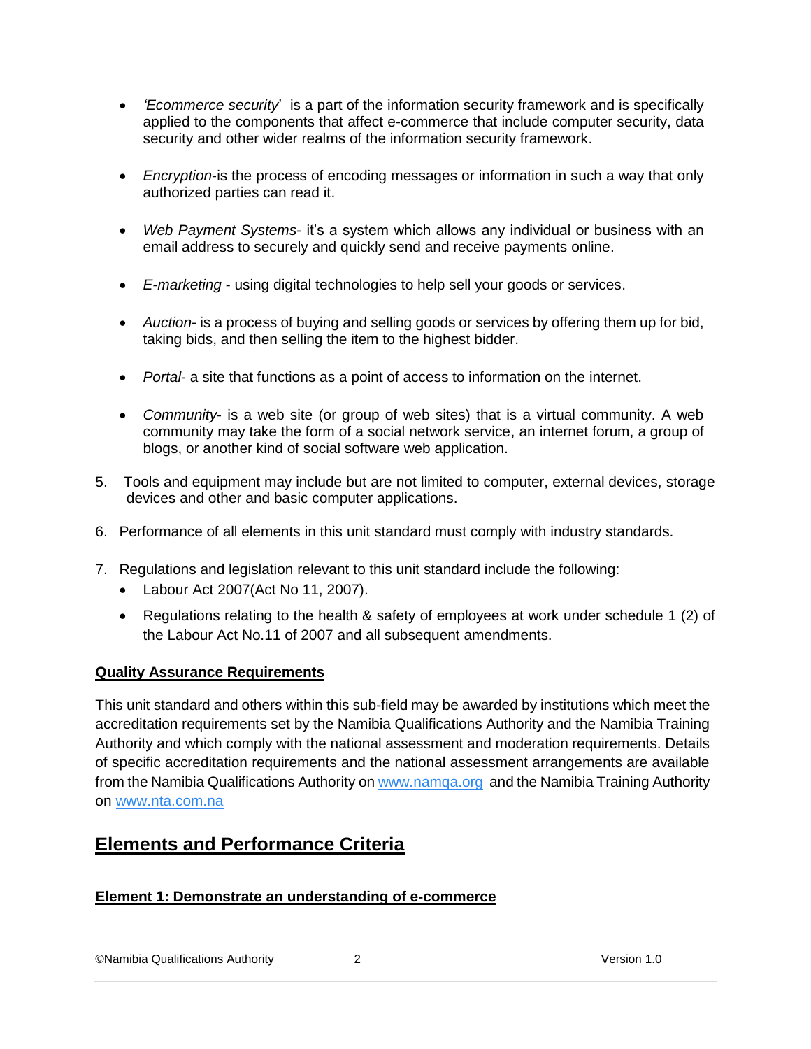- *'Ecommerce security'* is a part of the information security framework and is specifically applied to the components that affect e-commerce that include computer security, data security and other wider realms of the information security framework.

- *Encryption*-is the process of encoding messages or information in such a way that only authorized parties can read it.

- *Web Payment Systems*- it's a system which allows any individual or business with an email address to securely and quickly send and receive payments online.

- *E-marketing* - using digital technologies to help sell your goods or services.

- *Auction*- is a process of buying and selling goods or services by offering them up for bid, taking bids, and then selling the item to the highest bidder.

- *Portal*- a site that functions as a point of access to information on the internet.

- *Community*- is a web site (or group of web sites) that is a virtual community. A web community may take the form of a social network service, an internet forum, a group of blogs, or another kind of social software web application.

5. Tools and equipment may include but are not limited to computer, external devices, storage devices and other and basic computer applications.

6. Performance of all elements in this unit standard must comply with industry standards.

7. Regulations and legislation relevant to this unit standard include the following:
   - Labour Act 2007(Act No 11, 2007).
   - Regulations relating to the health & safety of employees at work under schedule 1 (2) of the Labour Act No.11 of 2007 and all subsequent amendments.

**Quality Assurance Requirements**

This unit standard and others within this sub-field may be awarded by institutions which meet the accreditation requirements set by the Namibia Qualifications Authority and the Namibia Training Authority and which comply with the national assessment and moderation requirements. Details of specific accreditation requirements and the national assessment arrangements are available from the Namibia Qualifications Authority on www.namqa.org and the Namibia Training Authority on www.nta.com.na

## Elements and Performance Criteria

### Element 1: Demonstrate an understanding of e-commerce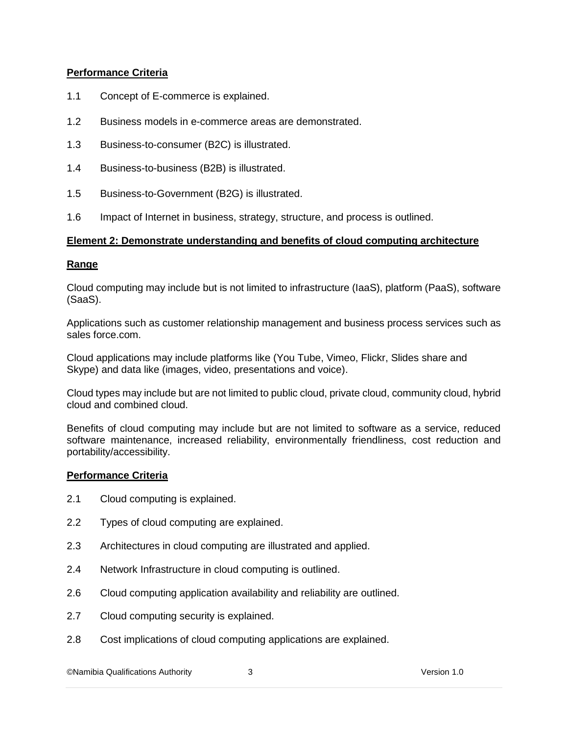**Performance Criteria**

1.1 Concept of E-commerce is explained.

1.2 Business models in e-commerce areas are demonstrated.

1.3 Business-to-consumer (B2C) is illustrated.

1.4 Business-to-business (B2B) is illustrated.

1.5 Business-to-Government (B2G) is illustrated.

1.6 Impact of Internet in business, strategy, structure, and process is outlined.

**Element 2: Demonstrate understanding and benefits of cloud computing architecture**

**Range**

Cloud computing may include but is not limited to infrastructure (IaaS), platform (PaaS), software (SaaS).

Applications such as customer relationship management and business process services such as sales force.com.

Cloud applications may include platforms like (You Tube, Vimeo, Flickr, Slides share and Skype) and data like (images, video, presentations and voice).

Cloud types may include but are not limited to public cloud, private cloud, community cloud, hybrid cloud and combined cloud.

Benefits of cloud computing may include but are not limited to software as a service, reduced software maintenance, increased reliability, environmentally friendliness, cost reduction and portability/accessibility.

**Performance Criteria**

2.1 Cloud computing is explained.

2.2 Types of cloud computing are explained.

2.3 Architectures in cloud computing are illustrated and applied.

2.4 Network Infrastructure in cloud computing is outlined.

2.6 Cloud computing application availability and reliability are outlined.

2.7 Cloud computing security is explained.

2.8 Cost implications of cloud computing applications are explained.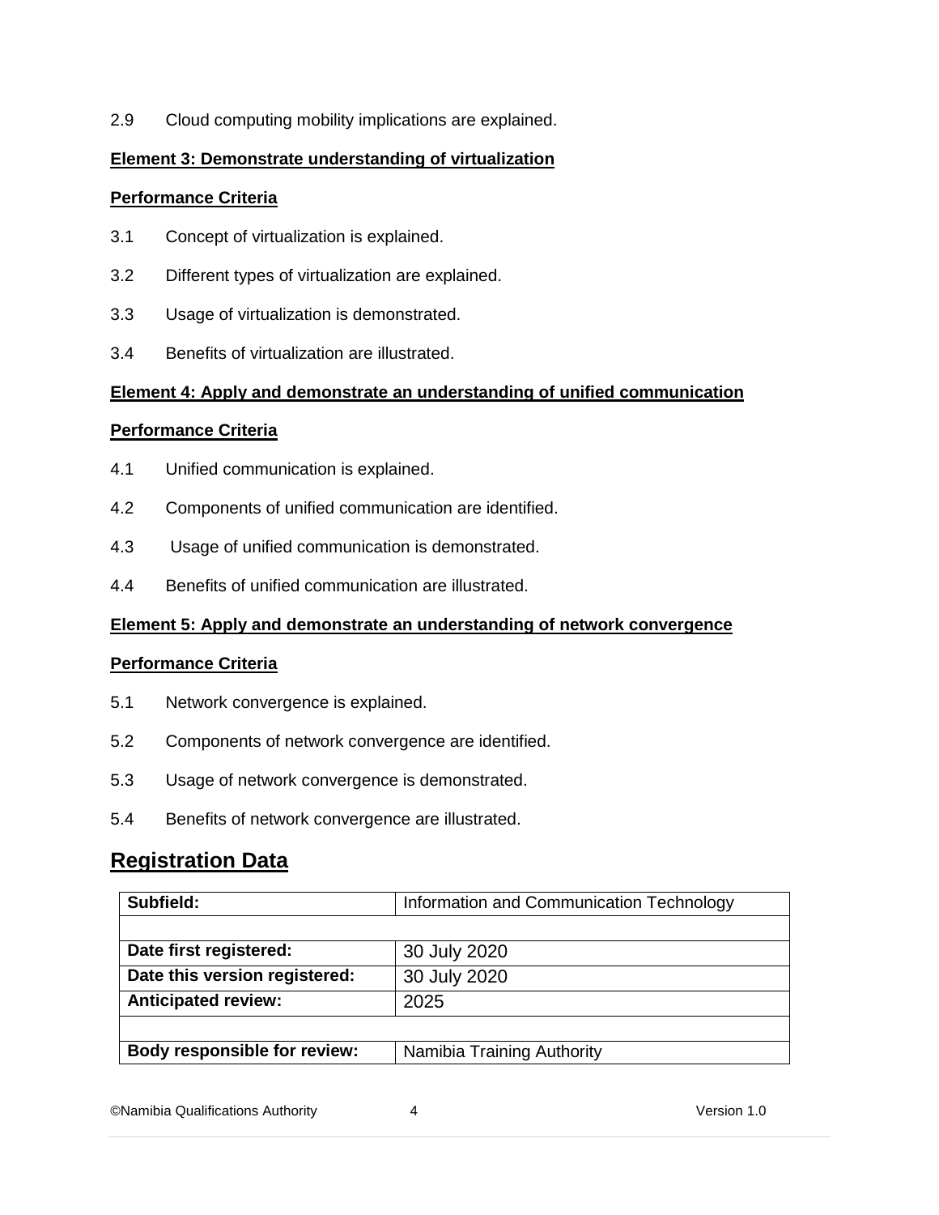2.9 Cloud computing mobility implications are explained.

**Element 3: Demonstrate understanding of virtualization**

**Performance Criteria**

3.1 Concept of virtualization is explained.

3.2 Different types of virtualization are explained.

3.3 Usage of virtualization is demonstrated.

3.4 Benefits of virtualization are illustrated.

**Element 4: Apply and demonstrate an understanding of unified communication**

**Performance Criteria**

4.1 Unified communication is explained.

4.2 Components of unified communication are identified.

4.3 Usage of unified communication is demonstrated.

4.4 Benefits of unified communication are illustrated.

**Element 5: Apply and demonstrate an understanding of network convergence**

**Performance Criteria**

5.1 Network convergence is explained.

5.2 Components of network convergence are identified.

5.3 Usage of network convergence is demonstrated.

5.4 Benefits of network convergence are illustrated.

## Registration Data

| | |
|---|---|
| **Subfield:** | Information and Communication Technology |
| | |
| **Date first registered:** | 30 July 2020 |
| **Date this version registered:** | 30 July 2020 |
| **Anticipated review:** | 2025 |
| | |
| **Body responsible for review:** | Namibia Training Authority |